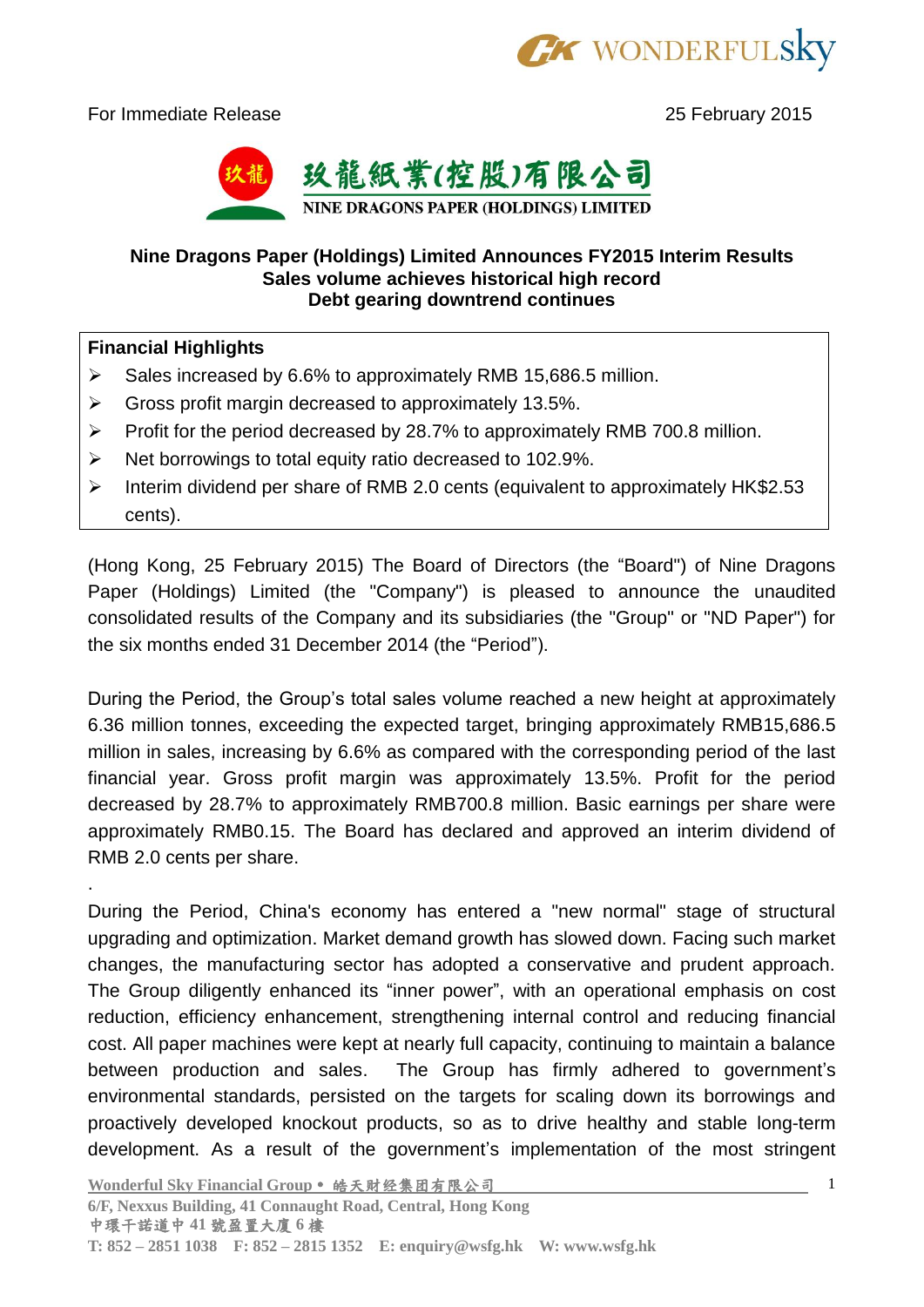For Immediate Release 25 February 2015

玖龍紙業(控股)有限公司

NINE DRAGONS PAPER (HOLDINGS) LIMITED

# Nine Dragons Paper (Holdings) Limited Announces FY2015 Interim Results
## Sales volume achieves historical high record
## Debt gearing downtrend continues

**Financial Highlights**

- Sales increased by 6.6% to approximately RMB 15,686.5 million.
- Gross profit margin decreased to approximately 13.5%.
- Profit for the period decreased by 28.7% to approximately RMB 700.8 million.
- Net borrowings to total equity ratio decreased to 102.9%.
- Interim dividend per share of RMB 2.0 cents (equivalent to approximately HK$2.53 cents).

(Hong Kong, 25 February 2015) The Board of Directors (the "Board") of Nine Dragons Paper (Holdings) Limited (the "Company") is pleased to announce the unaudited consolidated results of the Company and its subsidiaries (the "Group" or "ND Paper") for the six months ended 31 December 2014 (the "Period").

During the Period, the Group's total sales volume reached a new height at approximately 6.36 million tonnes, exceeding the expected target, bringing approximately RMB15,686.5 million in sales, increasing by 6.6% as compared with the corresponding period of the last financial year. Gross profit margin was approximately 13.5%. Profit for the period decreased by 28.7% to approximately RMB700.8 million. Basic earnings per share were approximately RMB0.15. The Board has declared and approved an interim dividend of RMB 2.0 cents per share.

During the Period, China's economy has entered a "new normal" stage of structural upgrading and optimization. Market demand growth has slowed down. Facing such market changes, the manufacturing sector has adopted a conservative and prudent approach. The Group diligently enhanced its "inner power", with an operational emphasis on cost reduction, efficiency enhancement, strengthening internal control and reducing financial cost. All paper machines were kept at nearly full capacity, continuing to maintain a balance between production and sales. The Group has firmly adhered to government's environmental standards, persisted on the targets for scaling down its borrowings and proactively developed knockout products, so as to drive healthy and stable long-term development. As a result of the government's implementation of the most stringent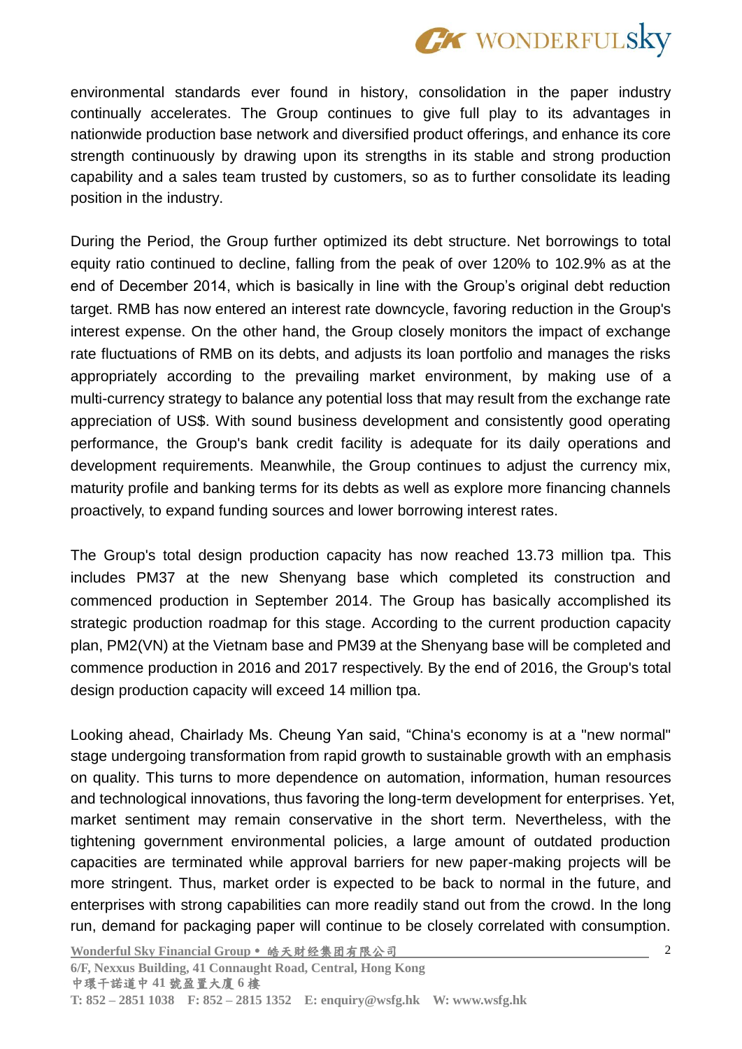environmental standards ever found in history, consolidation in the paper industry continually accelerates. The Group continues to give full play to its advantages in nationwide production base network and diversified product offerings, and enhance its core strength continuously by drawing upon its strengths in its stable and strong production capability and a sales team trusted by customers, so as to further consolidate its leading position in the industry.

During the Period, the Group further optimized its debt structure. Net borrowings to total equity ratio continued to decline, falling from the peak of over 120% to 102.9% as at the end of December 2014, which is basically in line with the Group's original debt reduction target. RMB has now entered an interest rate downcycle, favoring reduction in the Group's interest expense. On the other hand, the Group closely monitors the impact of exchange rate fluctuations of RMB on its debts, and adjusts its loan portfolio and manages the risks appropriately according to the prevailing market environment, by making use of a multi-currency strategy to balance any potential loss that may result from the exchange rate appreciation of US$. With sound business development and consistently good operating performance, the Group's bank credit facility is adequate for its daily operations and development requirements. Meanwhile, the Group continues to adjust the currency mix, maturity profile and banking terms for its debts as well as explore more financing channels proactively, to expand funding sources and lower borrowing interest rates.

The Group's total design production capacity has now reached 13.73 million tpa. This includes PM37 at the new Shenyang base which completed its construction and commenced production in September 2014. The Group has basically accomplished its strategic production roadmap for this stage. According to the current production capacity plan, PM2(VN) at the Vietnam base and PM39 at the Shenyang base will be completed and commence production in 2016 and 2017 respectively. By the end of 2016, the Group's total design production capacity will exceed 14 million tpa.

Looking ahead, Chairlady Ms. Cheung Yan said, "China's economy is at a "new normal" stage undergoing transformation from rapid growth to sustainable growth with an emphasis on quality. This turns to more dependence on automation, information, human resources and technological innovations, thus favoring the long-term development for enterprises. Yet, market sentiment may remain conservative in the short term. Nevertheless, with the tightening government environmental policies, a large amount of outdated production capacities are terminated while approval barriers for new paper-making projects will be more stringent. Thus, market order is expected to be back to normal in the future, and enterprises with strong capabilities can more readily stand out from the crowd. In the long run, demand for packaging paper will continue to be closely correlated with consumption.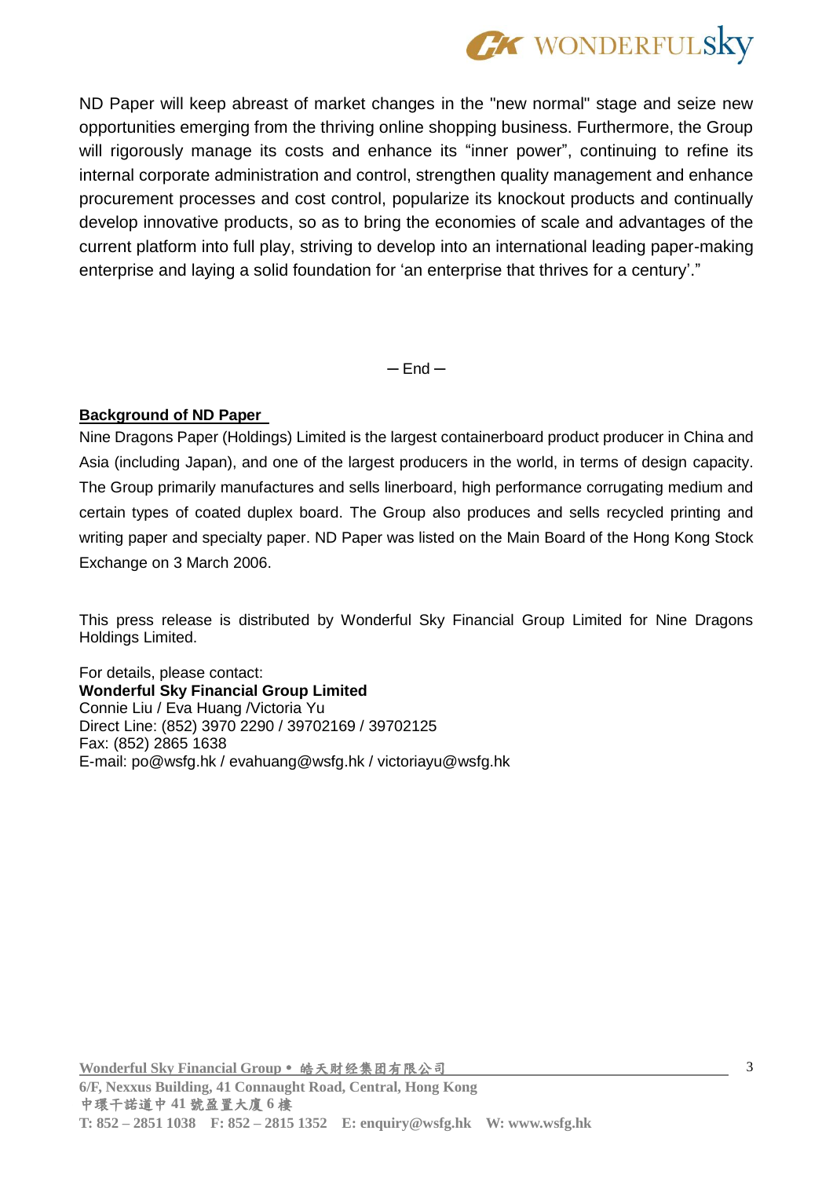ND Paper will keep abreast of market changes in the "new normal" stage and seize new opportunities emerging from the thriving online shopping business. Furthermore, the Group will rigorously manage its costs and enhance its "inner power", continuing to refine its internal corporate administration and control, strengthen quality management and enhance procurement processes and cost control, popularize its knockout products and continually develop innovative products, so as to bring the economies of scale and advantages of the current platform into full play, striving to develop into an international leading paper-making enterprise and laying a solid foundation for 'an enterprise that thrives for a century'."

– End –

**Background of ND Paper**

Nine Dragons Paper (Holdings) Limited is the largest containerboard product producer in China and Asia (including Japan), and one of the largest producers in the world, in terms of design capacity. The Group primarily manufactures and sells linerboard, high performance corrugating medium and certain types of coated duplex board. The Group also produces and sells recycled printing and writing paper and specialty paper. ND Paper was listed on the Main Board of the Hong Kong Stock Exchange on 3 March 2006.

This press release is distributed by Wonderful Sky Financial Group Limited for Nine Dragons Holdings Limited.

For details, please contact:
**Wonderful Sky Financial Group Limited**
Connie Liu / Eva Huang /Victoria Yu
Direct Line: (852) 3970 2290 / 39702169 / 39702125
Fax: (852) 2865 1638
E-mail: po@wsfg.hk / evahuang@wsfg.hk / victoriayu@wsfg.hk